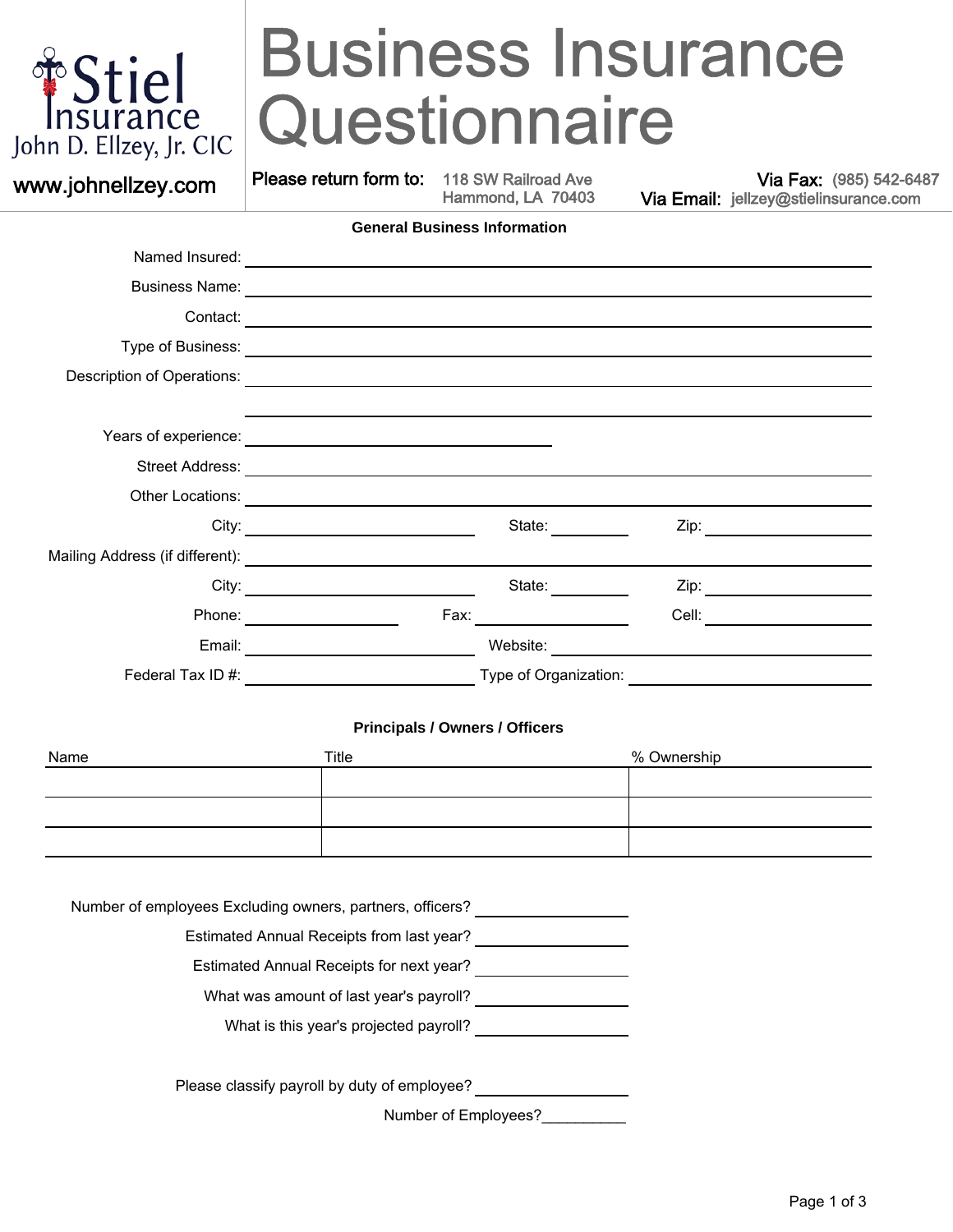Stiel Insurance
John D. Ellzey, Jr. CIC

www.johnellzey.com

# Business Insurance Questionnaire

**Please return form to:** 118 SW Railroad Ave
Hammond, LA 70403

**Via Fax:** (985) 542-6487
**Via Email:** jellzey@stielinsurance.com

## General Business Information

Named Insured: ______________________________

Business Name: ______________________________

Contact: ______________________________

Type of Business: ______________________________

Description of Operations: ______________________________

______________________________

Years of experience: ______________________________

Street Address: ______________________________

Other Locations: ______________________________

City: ______________ State: ________ Zip: ______________

Mailing Address (if different): ______________________________

City: ______________ State: ________ Zip: ______________

Phone: ______________ Fax: ______________ Cell: ______________

Email: ______________ Website: ______________

Federal Tax ID #: ______________ Type of Organization: ______________

## Principals / Owners / Officers

| Name | Title | % Ownership |
|---|---|---|
| | | |
| | | |
| | | |

Number of employees Excluding owners, partners, officers? ______________

Estimated Annual Receipts from last year? ______________

Estimated Annual Receipts for next year? ______________

What was amount of last year's payroll? ______________

What is this year's projected payroll? ______________

Please classify payroll by duty of employee? ______________

Number of Employees?__________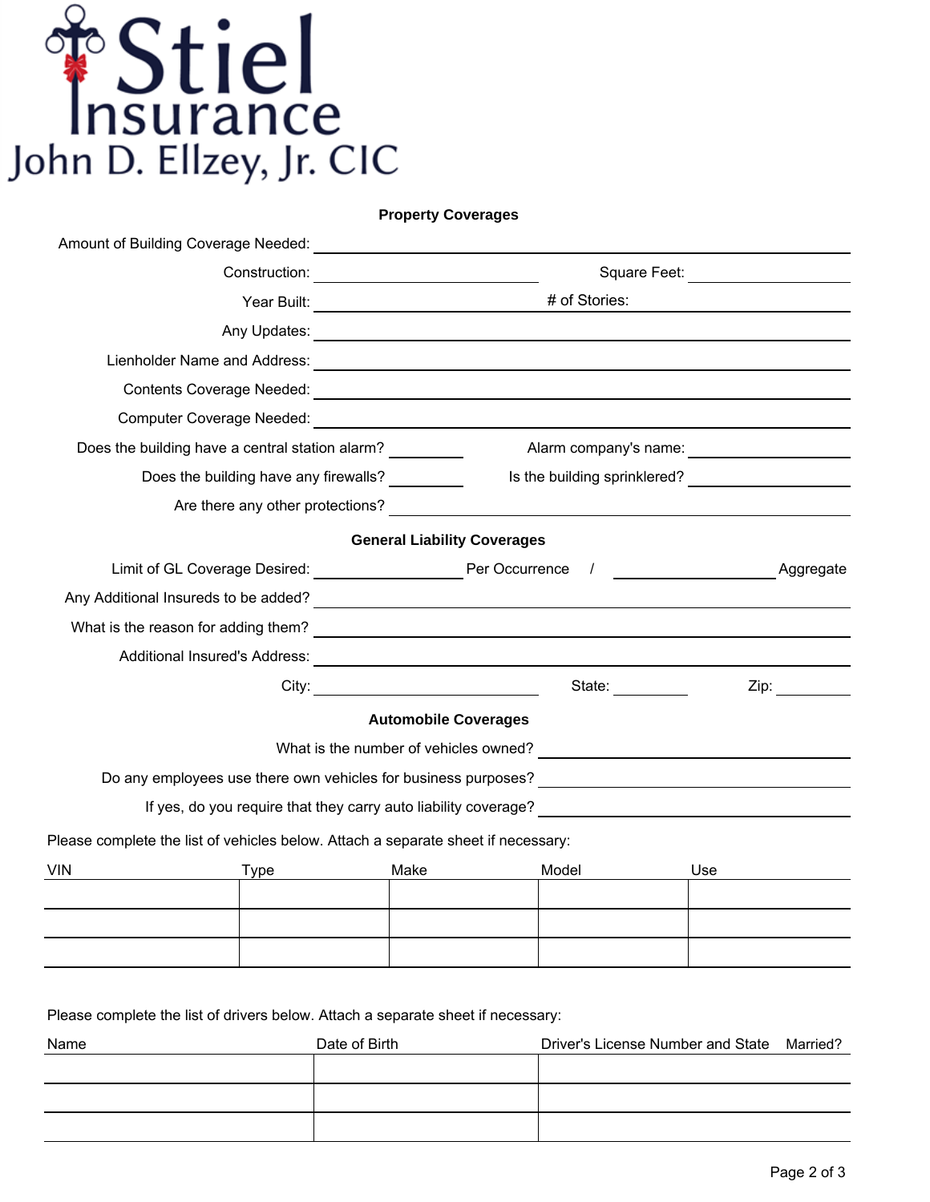Stiel Insurance
John D. Ellzey, Jr. CIC

## Property Coverages

Amount of Building Coverage Needed: ______________________

Construction: ______________ Square Feet: ______________

Year Built: ______________ # of Stories: ______________

Any Updates: ______________________

Lienholder Name and Address: ______________________

Contents Coverage Needed: ______________________

Computer Coverage Needed: ______________________

Does the building have a central station alarm? ________ Alarm company's name: ______________

Does the building have any firewalls? ________ Is the building sprinklered? ______________

Are there any other protections? ______________________

## General Liability Coverages

Limit of GL Coverage Desired: ______________ Per Occurrence / ______________ Aggregate

Any Additional Insureds to be added? ______________________

What is the reason for adding them? ______________________

Additional Insured's Address: ______________________

City: ______________ State: ________ Zip: ________

## Automobile Coverages

What is the number of vehicles owned? ______________________

Do any employees use there own vehicles for business purposes? ______________________

If yes, do you require that they carry auto liability coverage? ______________________

Please complete the list of vehicles below. Attach a separate sheet if necessary:

| VIN | Type | Make | Model | Use |
|---|---|---|---|---|
| | | | | |
| | | | | |
| | | | | |

Please complete the list of drivers below. Attach a separate sheet if necessary:

| Name | Date of Birth | Driver's License Number and State | Married? |
|---|---|---|---|
| | | | |
| | | | |
| | | | |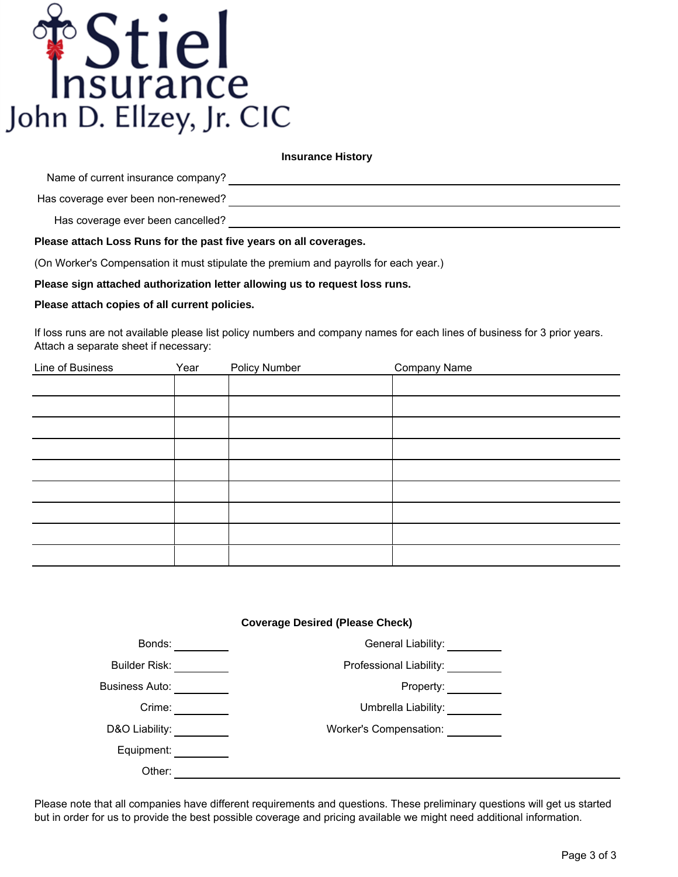# Stiel Insurance

John D. Ellzey, Jr. CIC

## Insurance History

Name of current insurance company? ____________________

Has coverage ever been non-renewed? ____________________

Has coverage ever been cancelled? ____________________

**Please attach Loss Runs for the past five years on all coverages.**

(On Worker's Compensation it must stipulate the premium and payrolls for each year.)

**Please sign attached authorization letter allowing us to request loss runs.**

**Please attach copies of all current policies.**

If loss runs are not available please list policy numbers and company names for each lines of business for 3 prior years. Attach a separate sheet if necessary:

| Line of Business | Year | Policy Number | Company Name |
|---|---|---|---|
| | | | |
| | | | |
| | | | |
| | | | |
| | | | |
| | | | |
| | | | |
| | | | |
| | | | |

## Coverage Desired (Please Check)

Bonds: ________

Builder Risk: ________

Business Auto: ________

Crime: ________

D&O Liability: ________

Equipment: ________

Other: ____________________

General Liability: ________

Professional Liability: ________

Property: ________

Umbrella Liability: ________

Worker's Compensation: ________

Please note that all companies have different requirements and questions. These preliminary questions will get us started but in order for us to provide the best possible coverage and pricing available we might need additional information.